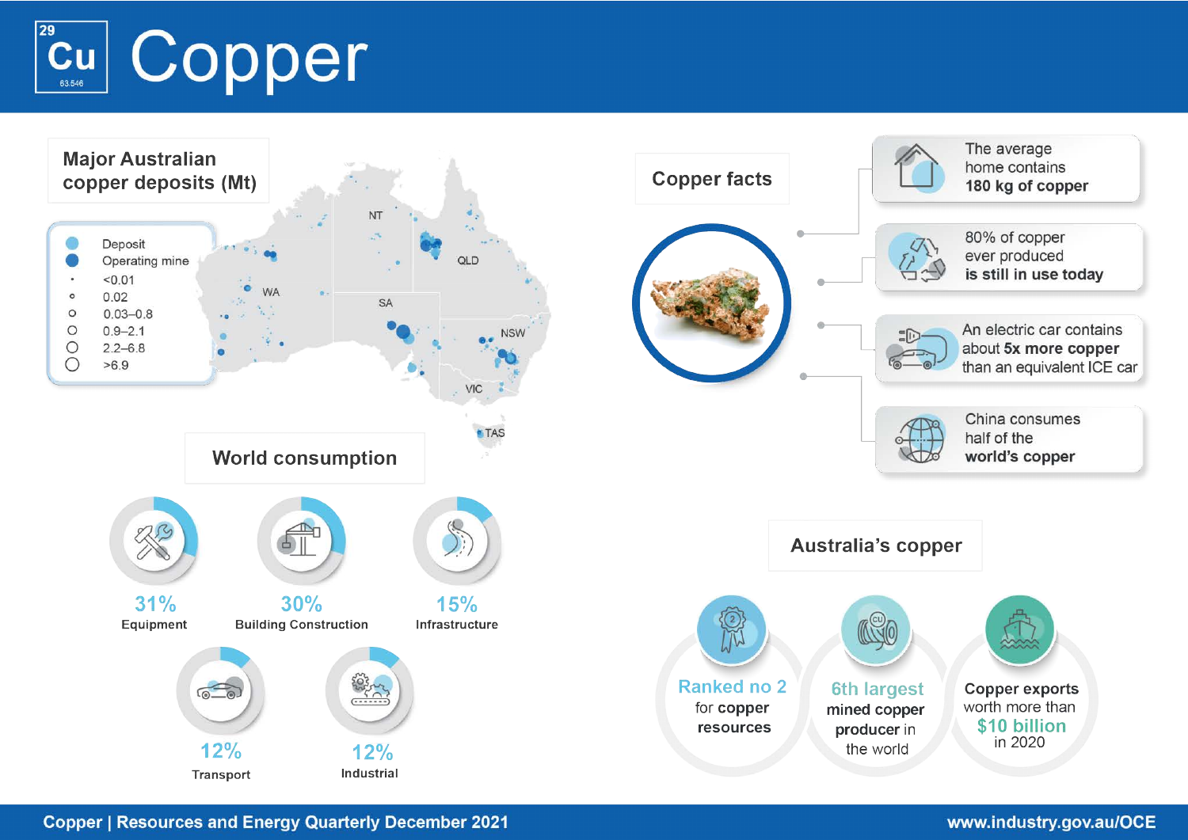# Copper

29 Cu 63.546

## Major Australian copper deposits (Mt)

- Deposit
- Operating mine
- <0.01
- 0.02
- 0.03–0.8
- 0.9–2.1
- 2.2–6.8
- >6.9

NT, QLD, WA, SA, NSW, VIC, TAS

## World consumption

| Sector | Share |
|---|---|
| Equipment | 31% |
| Building Construction | 30% |
| Infrastructure | 15% |
| Transport | 12% |
| Industrial | 12% |

## Copper facts

- The average home contains **180 kg of copper**
- 80% of copper ever produced **is still in use today**
- An electric car contains about **5x more copper** than an equivalent ICE car
- China consumes half of the **world's copper**

## Australia's copper

- **Ranked no 2** for copper resources
- **6th largest** mined copper producer in the world
- **Copper exports** worth more than **$10 billion** in 2020

Copper | Resources and Energy Quarterly December 2021

www.industry.gov.au/OCE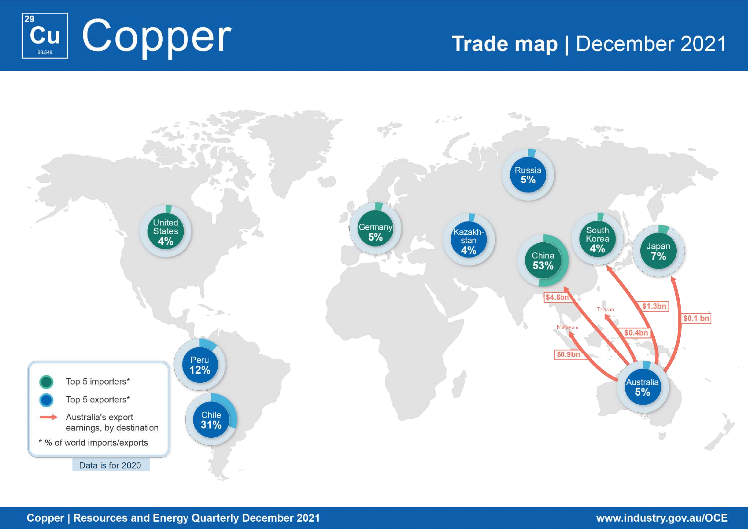# Copper

## Trade map | December 2021

United States 4%

Germany 5%

Russia 5%

Kazakhstan 4%

China 53%

South Korea 4%

Japan 7%

Peru 12%

Chile 31%

Australia 5%

$4.6bn

$1.3bn

$0.1 bn

Taiwan

$0.4bn

Malaysia

$0.9bn

- Top 5 importers*
- Top 5 exporters*
- Australia's export earnings, by destination

\* % of world imports/exports

Data is for 2020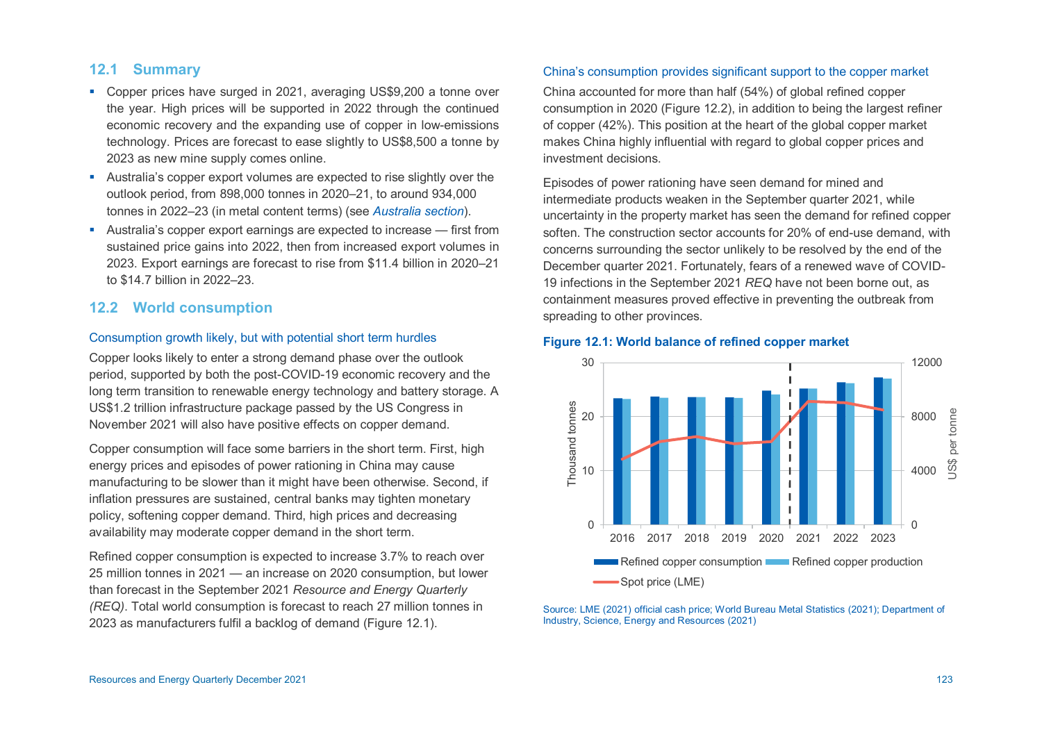## 12.1 Summary

- Copper prices have surged in 2021, averaging US$9,200 a tonne over the year. High prices will be supported in 2022 through the continued economic recovery and the expanding use of copper in low-emissions technology. Prices are forecast to ease slightly to US$8,500 a tonne by 2023 as new mine supply comes online.
- Australia's copper export volumes are expected to rise slightly over the outlook period, from 898,000 tonnes in 2020–21, to around 934,000 tonnes in 2022–23 (in metal content terms) (see *Australia section*).
- Australia's copper export earnings are expected to increase — first from sustained price gains into 2022, then from increased export volumes in 2023. Export earnings are forecast to rise from $11.4 billion in 2020–21 to $14.7 billion in 2022–23.

## 12.2 World consumption

### Consumption growth likely, but with potential short term hurdles

Copper looks likely to enter a strong demand phase over the outlook period, supported by both the post-COVID-19 economic recovery and the long term transition to renewable energy technology and battery storage. A US$1.2 trillion infrastructure package passed by the US Congress in November 2021 will also have positive effects on copper demand.

Copper consumption will face some barriers in the short term. First, high energy prices and episodes of power rationing in China may cause manufacturing to be slower than it might have been otherwise. Second, if inflation pressures are sustained, central banks may tighten monetary policy, softening copper demand. Third, high prices and decreasing availability may moderate copper demand in the short term.

Refined copper consumption is expected to increase 3.7% to reach over 25 million tonnes in 2021 — an increase on 2020 consumption, but lower than forecast in the September 2021 *Resource and Energy Quarterly (REQ)*. Total world consumption is forecast to reach 27 million tonnes in 2023 as manufacturers fulfil a backlog of demand (Figure 12.1).

### China's consumption provides significant support to the copper market

China accounted for more than half (54%) of global refined copper consumption in 2020 (Figure 12.2), in addition to being the largest refiner of copper (42%). This position at the heart of the global copper market makes China highly influential with regard to global copper prices and investment decisions.

Episodes of power rationing have seen demand for mined and intermediate products weaken in the September quarter 2021, while uncertainty in the property market has seen the demand for refined copper soften. The construction sector accounts for 20% of end-use demand, with concerns surrounding the sector unlikely to be resolved by the end of the December quarter 2021. Fortunately, fears of a renewed wave of COVID-19 infections in the September 2021 *REQ* have not been borne out, as containment measures proved effective in preventing the outbreak from spreading to other provinces.

**Figure 12.1: World balance of refined copper market**

Source: LME (2021) official cash price; World Bureau Metal Statistics (2021); Department of Industry, Science, Energy and Resources (2021)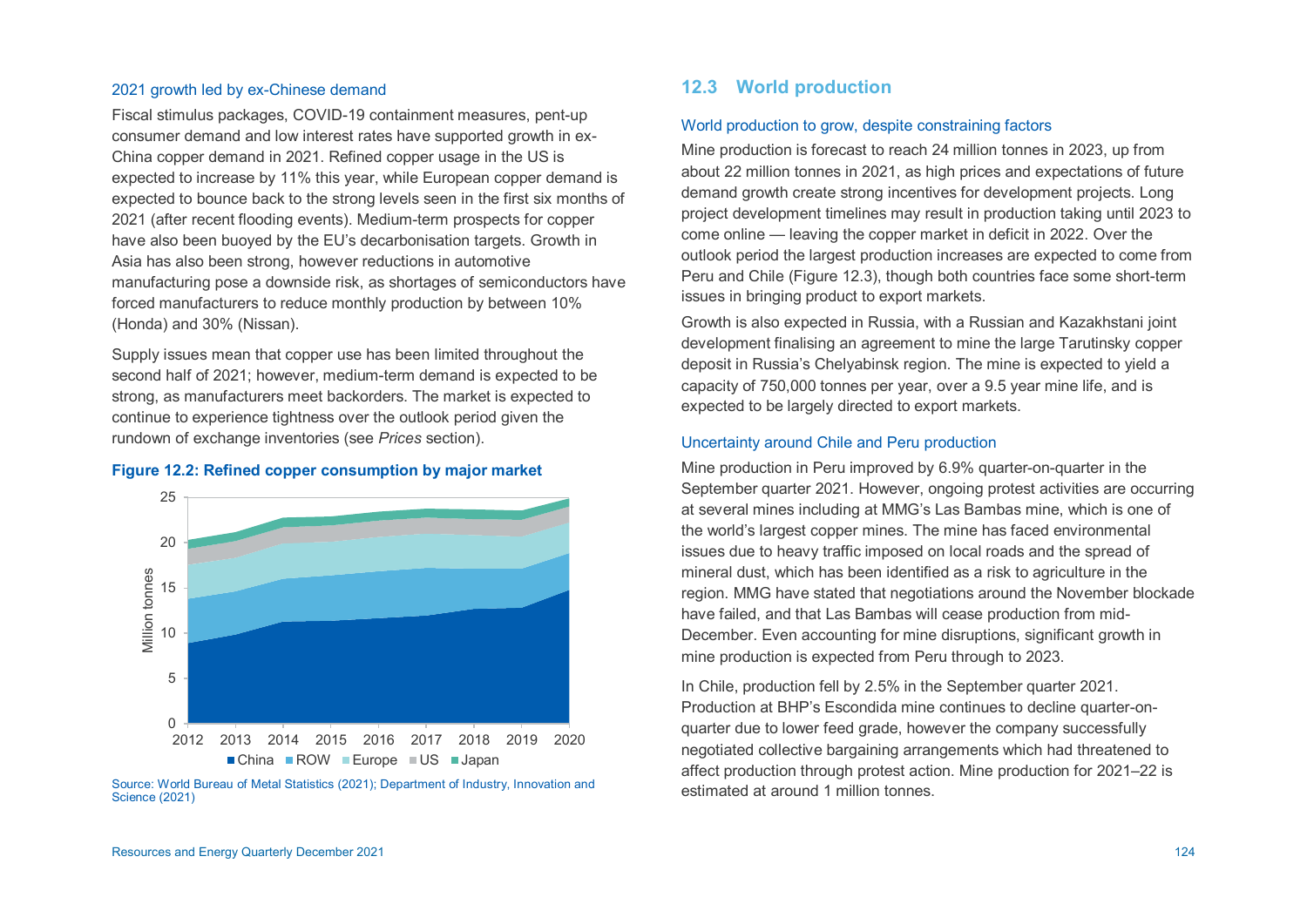### 2021 growth led by ex-Chinese demand

Fiscal stimulus packages, COVID-19 containment measures, pent-up consumer demand and low interest rates have supported growth in ex-China copper demand in 2021. Refined copper usage in the US is expected to increase by 11% this year, while European copper demand is expected to bounce back to the strong levels seen in the first six months of 2021 (after recent flooding events). Medium-term prospects for copper have also been buoyed by the EU's decarbonisation targets. Growth in Asia has also been strong, however reductions in automotive manufacturing pose a downside risk, as shortages of semiconductors have forced manufacturers to reduce monthly production by between 10% (Honda) and 30% (Nissan).

Supply issues mean that copper use has been limited throughout the second half of 2021; however, medium-term demand is expected to be strong, as manufacturers meet backorders. The market is expected to continue to experience tightness over the outlook period given the rundown of exchange inventories (see *Prices* section).

**Figure 12.2: Refined copper consumption by major market**

Source: World Bureau of Metal Statistics (2021); Department of Industry, Innovation and Science (2021)

## 12.3 World production

### World production to grow, despite constraining factors

Mine production is forecast to reach 24 million tonnes in 2023, up from about 22 million tonnes in 2021, as high prices and expectations of future demand growth create strong incentives for development projects. Long project development timelines may result in production taking until 2023 to come online — leaving the copper market in deficit in 2022. Over the outlook period the largest production increases are expected to come from Peru and Chile (Figure 12.3), though both countries face some short-term issues in bringing product to export markets.

Growth is also expected in Russia, with a Russian and Kazakhstani joint development finalising an agreement to mine the large Tarutinsky copper deposit in Russia's Chelyabinsk region. The mine is expected to yield a capacity of 750,000 tonnes per year, over a 9.5 year mine life, and is expected to be largely directed to export markets.

### Uncertainty around Chile and Peru production

Mine production in Peru improved by 6.9% quarter-on-quarter in the September quarter 2021. However, ongoing protest activities are occurring at several mines including at MMG's Las Bambas mine, which is one of the world's largest copper mines. The mine has faced environmental issues due to heavy traffic imposed on local roads and the spread of mineral dust, which has been identified as a risk to agriculture in the region. MMG have stated that negotiations around the November blockade have failed, and that Las Bambas will cease production from mid-December. Even accounting for mine disruptions, significant growth in mine production is expected from Peru through to 2023.

In Chile, production fell by 2.5% in the September quarter 2021. Production at BHP's Escondida mine continues to decline quarter-on-quarter due to lower feed grade, however the company successfully negotiated collective bargaining arrangements which had threatened to affect production through protest action. Mine production for 2021–22 is estimated at around 1 million tonnes.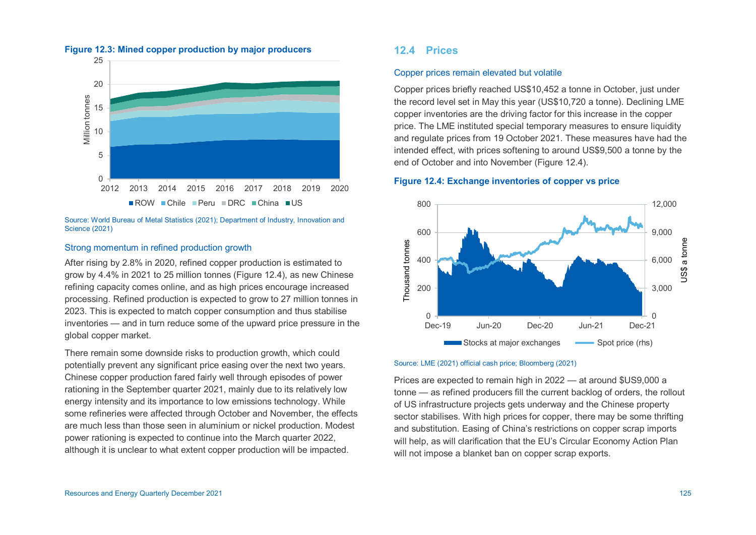**Figure 12.3: Mined copper production by major producers**

Source: World Bureau of Metal Statistics (2021); Department of Industry, Innovation and Science (2021)

### Strong momentum in refined production growth

After rising by 2.8% in 2020, refined copper production is estimated to grow by 4.4% in 2021 to 25 million tonnes (Figure 12.4), as new Chinese refining capacity comes online, and as high prices encourage increased processing. Refined production is expected to grow to 27 million tonnes in 2023. This is expected to match copper consumption and thus stabilise inventories — and in turn reduce some of the upward price pressure in the global copper market.

There remain some downside risks to production growth, which could potentially prevent any significant price easing over the next two years. Chinese copper production fared fairly well through episodes of power rationing in the September quarter 2021, mainly due to its relatively low energy intensity and its importance to low emissions technology. While some refineries were affected through October and November, the effects are much less than those seen in aluminium or nickel production. Modest power rationing is expected to continue into the March quarter 2022, although it is unclear to what extent copper production will be impacted.

## 12.4 Prices

### Copper prices remain elevated but volatile

Copper prices briefly reached US$10,452 a tonne in October, just under the record level set in May this year (US$10,720 a tonne). Declining LME copper inventories are the driving factor for this increase in the copper price. The LME instituted special temporary measures to ensure liquidity and regulate prices from 19 October 2021. These measures have had the intended effect, with prices softening to around US$9,500 a tonne by the end of October and into November (Figure 12.4).

**Figure 12.4: Exchange inventories of copper vs price**

Source: LME (2021) official cash price; Bloomberg (2021)

Prices are expected to remain high in 2022 — at around $US9,000 a tonne — as refined producers fill the current backlog of orders, the rollout of US infrastructure projects gets underway and the Chinese property sector stabilises. With high prices for copper, there may be some thrifting and substitution. Easing of China's restrictions on copper scrap imports will help, as will clarification that the EU's Circular Economy Action Plan will not impose a blanket ban on copper scrap exports.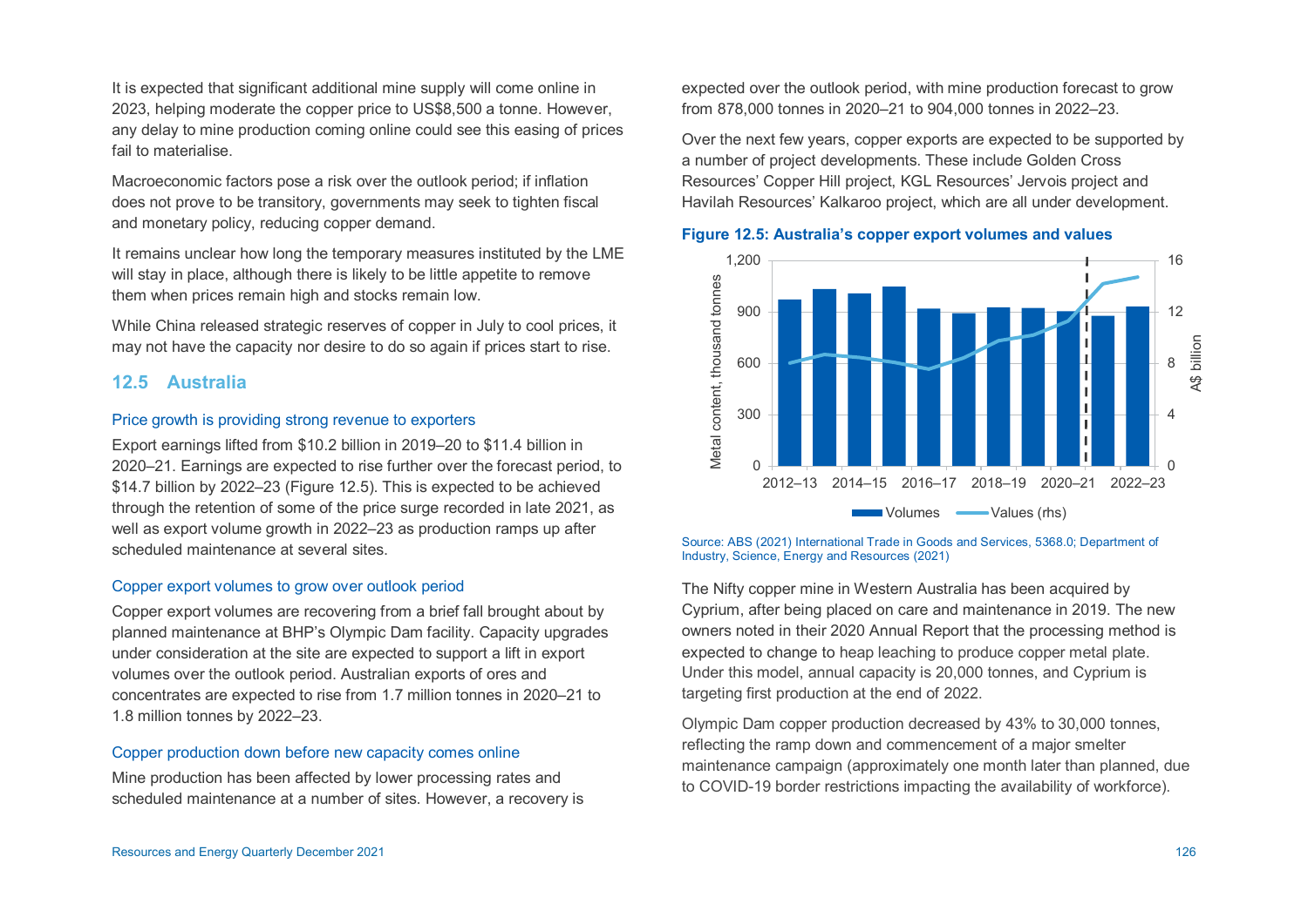It is expected that significant additional mine supply will come online in 2023, helping moderate the copper price to US$8,500 a tonne. However, any delay to mine production coming online could see this easing of prices fail to materialise.

Macroeconomic factors pose a risk over the outlook period; if inflation does not prove to be transitory, governments may seek to tighten fiscal and monetary policy, reducing copper demand.

It remains unclear how long the temporary measures instituted by the LME will stay in place, although there is likely to be little appetite to remove them when prices remain high and stocks remain low.

While China released strategic reserves of copper in July to cool prices, it may not have the capacity nor desire to do so again if prices start to rise.

## 12.5 Australia

### Price growth is providing strong revenue to exporters

Export earnings lifted from $10.2 billion in 2019–20 to $11.4 billion in 2020–21. Earnings are expected to rise further over the forecast period, to $14.7 billion by 2022–23 (Figure 12.5). This is expected to be achieved through the retention of some of the price surge recorded in late 2021, as well as export volume growth in 2022–23 as production ramps up after scheduled maintenance at several sites.

### Copper export volumes to grow over outlook period

Copper export volumes are recovering from a brief fall brought about by planned maintenance at BHP's Olympic Dam facility. Capacity upgrades under consideration at the site are expected to support a lift in export volumes over the outlook period. Australian exports of ores and concentrates are expected to rise from 1.7 million tonnes in 2020–21 to 1.8 million tonnes by 2022–23.

### Copper production down before new capacity comes online

Mine production has been affected by lower processing rates and scheduled maintenance at a number of sites. However, a recovery is expected over the outlook period, with mine production forecast to grow from 878,000 tonnes in 2020–21 to 904,000 tonnes in 2022–23.

Over the next few years, copper exports are expected to be supported by a number of project developments. These include Golden Cross Resources' Copper Hill project, KGL Resources' Jervois project and Havilah Resources' Kalkaroo project, which are all under development.

**Figure 12.5: Australia's copper export volumes and values**

Source: ABS (2021) International Trade in Goods and Services, 5368.0; Department of Industry, Science, Energy and Resources (2021)

The Nifty copper mine in Western Australia has been acquired by Cyprium, after being placed on care and maintenance in 2019. The new owners noted in their 2020 Annual Report that the processing method is expected to change to heap leaching to produce copper metal plate. Under this model, annual capacity is 20,000 tonnes, and Cyprium is targeting first production at the end of 2022.

Olympic Dam copper production decreased by 43% to 30,000 tonnes, reflecting the ramp down and commencement of a major smelter maintenance campaign (approximately one month later than planned, due to COVID-19 border restrictions impacting the availability of workforce).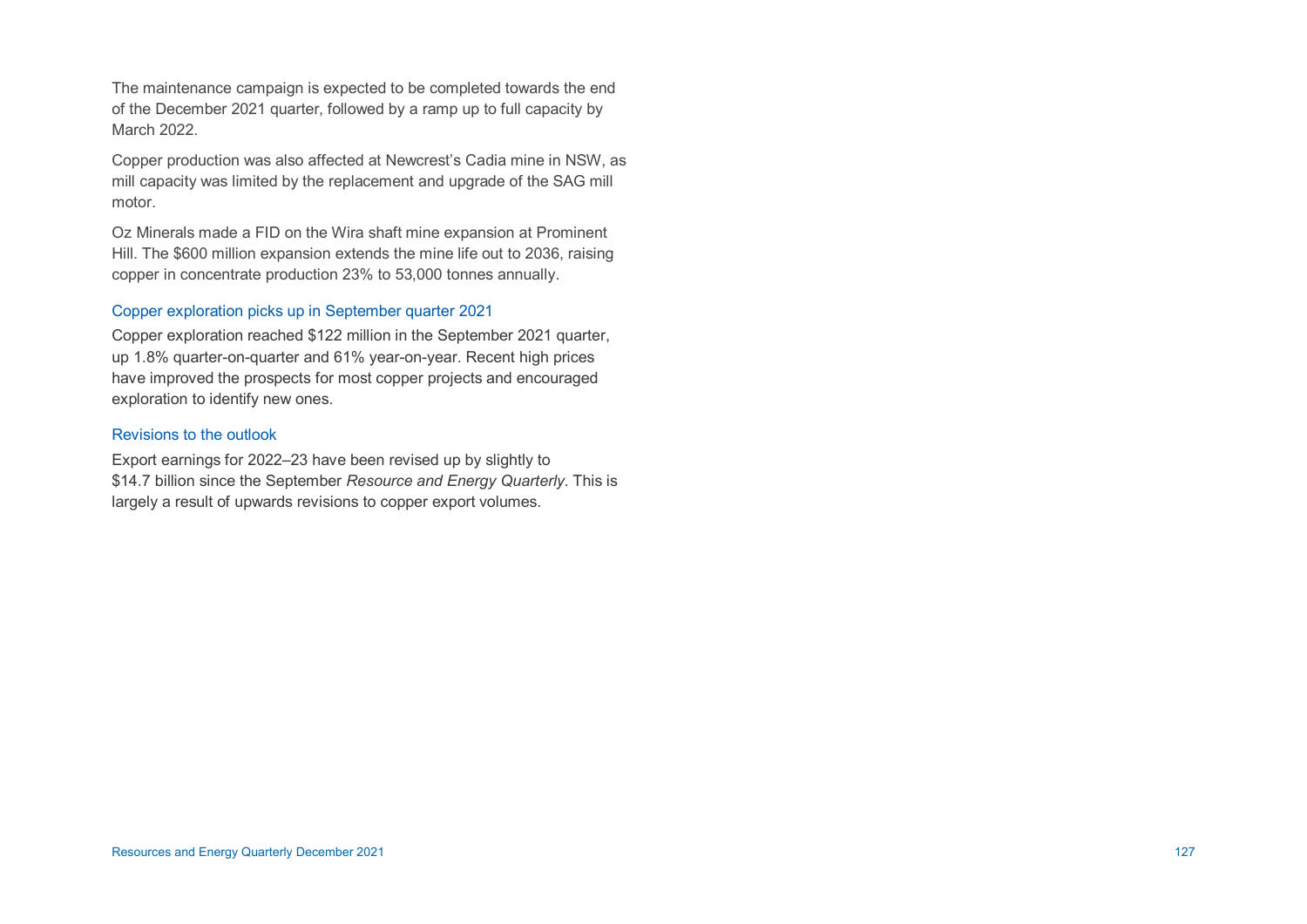The maintenance campaign is expected to be completed towards the end of the December 2021 quarter, followed by a ramp up to full capacity by March 2022.

Copper production was also affected at Newcrest's Cadia mine in NSW, as mill capacity was limited by the replacement and upgrade of the SAG mill motor.

Oz Minerals made a FID on the Wira shaft mine expansion at Prominent Hill. The $600 million expansion extends the mine life out to 2036, raising copper in concentrate production 23% to 53,000 tonnes annually.

### Copper exploration picks up in September quarter 2021

Copper exploration reached $122 million in the September 2021 quarter, up 1.8% quarter-on-quarter and 61% year-on-year. Recent high prices have improved the prospects for most copper projects and encouraged exploration to identify new ones.

### Revisions to the outlook

Export earnings for 2022–23 have been revised up by slightly to $14.7 billion since the September *Resource and Energy Quarterly*. This is largely a result of upwards revisions to copper export volumes.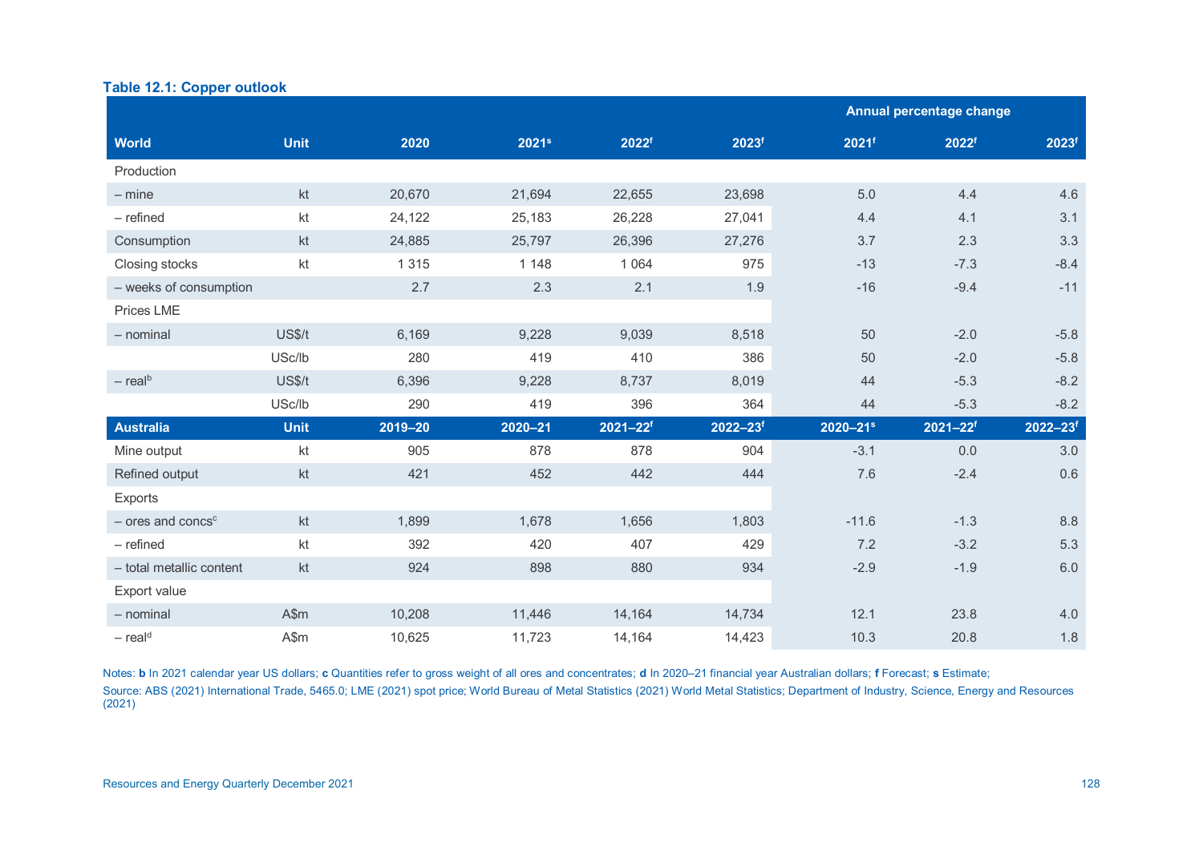**Table 12.1: Copper outlook**

| | | | | | | Annual percentage change | | |
|---|---|---|---|---|---|---|---|---|
| **World** | **Unit** | **2020** | **2021[s]** | **2022[f]** | **2023[f]** | **2021[f]** | **2022[f]** | **2023[f]** |
| Production | | | | | | | | |
| – mine | kt | 20,670 | 21,694 | 22,655 | 23,698 | 5.0 | 4.4 | 4.6 |
| – refined | kt | 24,122 | 25,183 | 26,228 | 27,041 | 4.4 | 4.1 | 3.1 |
| Consumption | kt | 24,885 | 25,797 | 26,396 | 27,276 | 3.7 | 2.3 | 3.3 |
| Closing stocks | kt | 1 315 | 1 148 | 1 064 | 975 | -13 | -7.3 | -8.4 |
| – weeks of consumption | | 2.7 | 2.3 | 2.1 | 1.9 | -16 | -9.4 | -11 |
| Prices LME | | | | | | | | |
| – nominal | US$/t | 6,169 | 9,228 | 9,039 | 8,518 | 50 | -2.0 | -5.8 |
| | USc/lb | 280 | 419 | 410 | 386 | 50 | -2.0 | -5.8 |
| – real[b] | US$/t | 6,396 | 9,228 | 8,737 | 8,019 | 44 | -5.3 | -8.2 |
| | USc/lb | 290 | 419 | 396 | 364 | 44 | -5.3 | -8.2 |
| **Australia** | **Unit** | **2019–20** | **2020–21** | **2021–22[f]** | **2022–23[f]** | **2020–21[s]** | **2021–22[f]** | **2022–23[f]** |
| Mine output | kt | 905 | 878 | 878 | 904 | -3.1 | 0.0 | 3.0 |
| Refined output | kt | 421 | 452 | 442 | 444 | 7.6 | -2.4 | 0.6 |
| Exports | | | | | | | | |
| – ores and concs[c] | kt | 1,899 | 1,678 | 1,656 | 1,803 | -11.6 | -1.3 | 8.8 |
| – refined | kt | 392 | 420 | 407 | 429 | 7.2 | -3.2 | 5.3 |
| – total metallic content | kt | 924 | 898 | 880 | 934 | -2.9 | -1.9 | 6.0 |
| Export value | | | | | | | | |
| – nominal | A$m | 10,208 | 11,446 | 14,164 | 14,734 | 12.1 | 23.8 | 4.0 |
| – real[d] | A$m | 10,625 | 11,723 | 14,164 | 14,423 | 10.3 | 20.8 | 1.8 |

Notes: **b** In 2021 calendar year US dollars; **c** Quantities refer to gross weight of all ores and concentrates; **d** In 2020–21 financial year Australian dollars; **f** Forecast; **s** Estimate;

Source: ABS (2021) International Trade, 5465.0; LME (2021) spot price; World Bureau of Metal Statistics (2021) World Metal Statistics; Department of Industry, Science, Energy and Resources (2021)